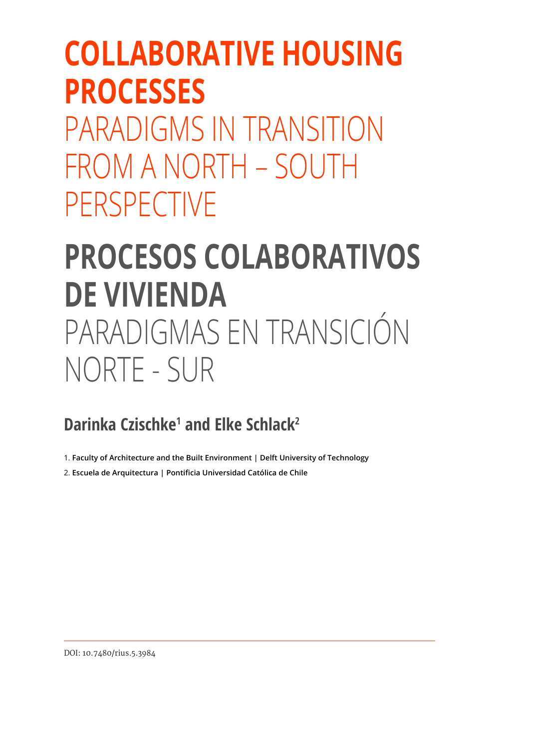# COLLABORATIVE HOUSING PROCESSES

## PARADIGMS IN TRANSITION FROM A NORTH – SOUTH PERSPECTIVE

# PROCESOS COLABORATIVOS DE VIVIENDA

## PARADIGMAS EN TRANSICIÓN NORTE - SUR

### Darinka Czischke[1] and Elke Schlack[2]

1. **Faculty of Architecture and the Built Environment | Delft University of Technology**
2. **Escuela de Arquitectura | Pontificia Universidad Católica de Chile**

---

DOI: 10.7480/rius.5.3984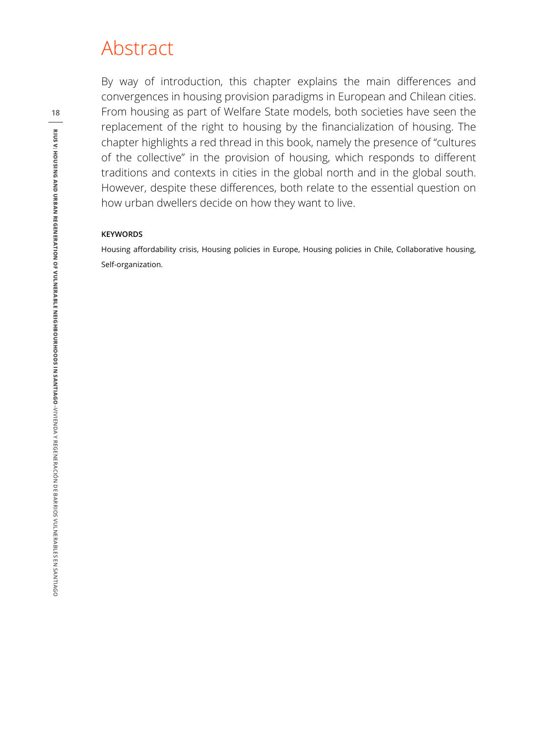# Abstract

By way of introduction, this chapter explains the main differences and convergences in housing provision paradigms in European and Chilean cities. From housing as part of Welfare State models, both societies have seen the replacement of the right to housing by the financialization of housing. The chapter highlights a red thread in this book, namely the presence of "cultures of the collective" in the provision of housing, which responds to different traditions and contexts in cities in the global north and in the global south. However, despite these differences, both relate to the essential question on how urban dwellers decide on how they want to live.

**KEYWORDS**

Housing affordability crisis, Housing policies in Europe, Housing policies in Chile, Collaborative housing, Self-organization.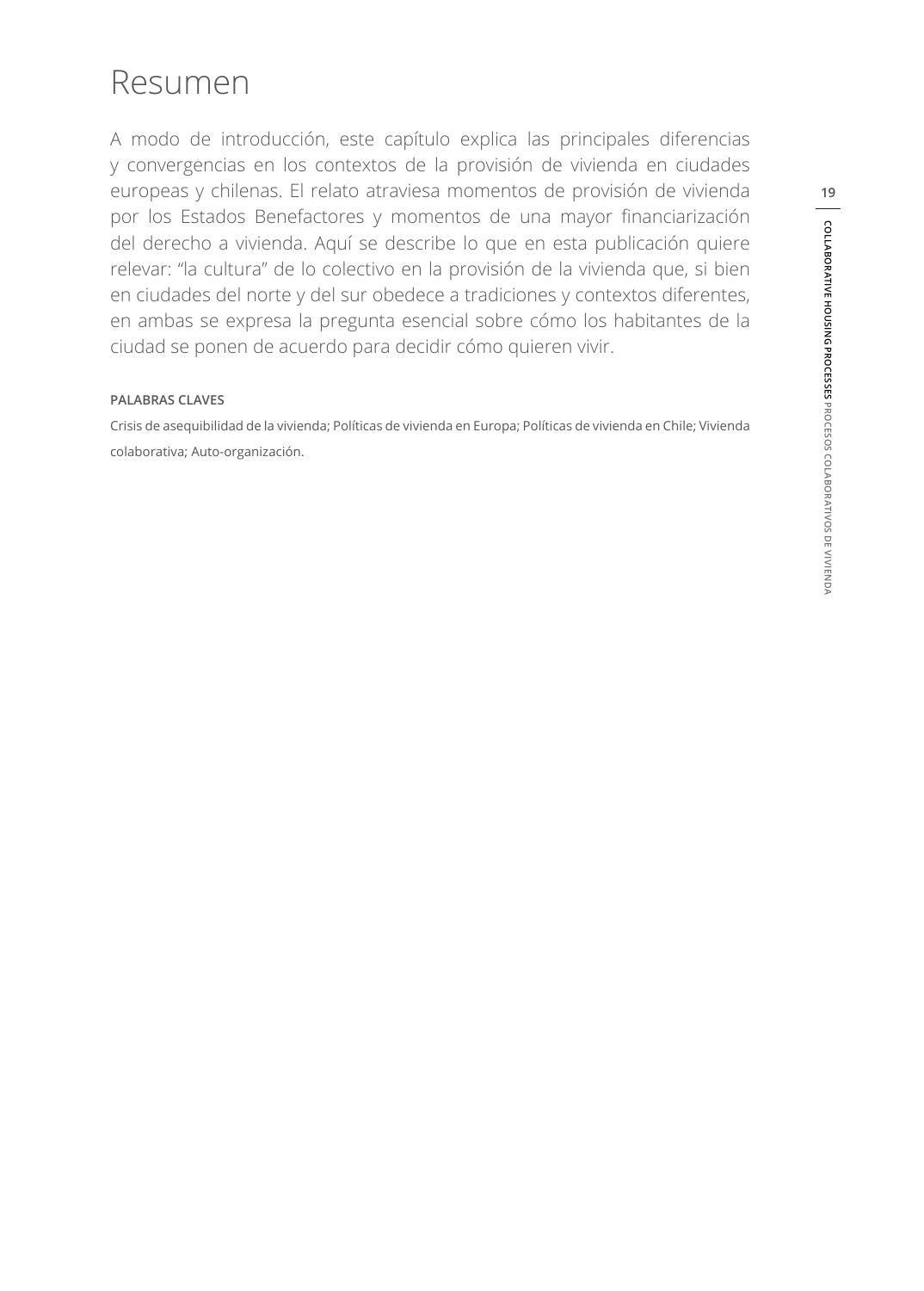# Resumen

A modo de introducción, este capítulo explica las principales diferencias y convergencias en los contextos de la provisión de vivienda en ciudades europeas y chilenas. El relato atraviesa momentos de provisión de vivienda por los Estados Benefactores y momentos de una mayor financiarización del derecho a vivienda. Aquí se describe lo que en esta publicación quiere relevar: "la cultura" de lo colectivo en la provisión de la vivienda que, si bien en ciudades del norte y del sur obedece a tradiciones y contextos diferentes, en ambas se expresa la pregunta esencial sobre cómo los habitantes de la ciudad se ponen de acuerdo para decidir cómo quieren vivir.

**PALABRAS CLAVES**

Crisis de asequibilidad de la vivienda; Políticas de vivienda en Europa; Políticas de vivienda en Chile; Vivienda colaborativa; Auto-organización.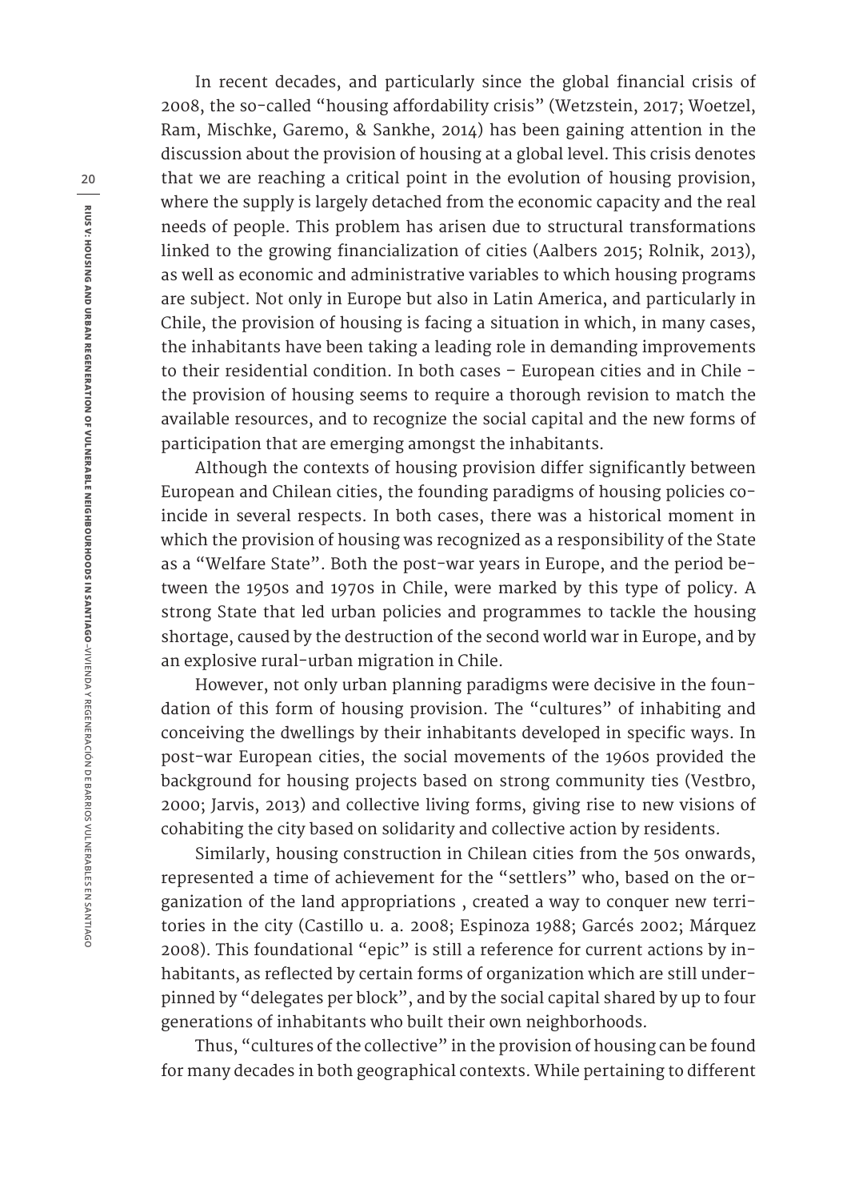In recent decades, and particularly since the global financial crisis of 2008, the so-called "housing affordability crisis" (Wetzstein, 2017; Woetzel, Ram, Mischke, Garemo, & Sankhe, 2014) has been gaining attention in the discussion about the provision of housing at a global level. This crisis denotes that we are reaching a critical point in the evolution of housing provision, where the supply is largely detached from the economic capacity and the real needs of people. This problem has arisen due to structural transformations linked to the growing financialization of cities (Aalbers 2015; Rolnik, 2013), as well as economic and administrative variables to which housing programs are subject. Not only in Europe but also in Latin America, and particularly in Chile, the provision of housing is facing a situation in which, in many cases, the inhabitants have been taking a leading role in demanding improvements to their residential condition. In both cases – European cities and in Chile - the provision of housing seems to require a thorough revision to match the available resources, and to recognize the social capital and the new forms of participation that are emerging amongst the inhabitants.

Although the contexts of housing provision differ significantly between European and Chilean cities, the founding paradigms of housing policies coincide in several respects. In both cases, there was a historical moment in which the provision of housing was recognized as a responsibility of the State as a "Welfare State". Both the post-war years in Europe, and the period between the 1950s and 1970s in Chile, were marked by this type of policy. A strong State that led urban policies and programmes to tackle the housing shortage, caused by the destruction of the second world war in Europe, and by an explosive rural-urban migration in Chile.

However, not only urban planning paradigms were decisive in the foundation of this form of housing provision. The "cultures" of inhabiting and conceiving the dwellings by their inhabitants developed in specific ways. In post-war European cities, the social movements of the 1960s provided the background for housing projects based on strong community ties (Vestbro, 2000; Jarvis, 2013) and collective living forms, giving rise to new visions of cohabiting the city based on solidarity and collective action by residents.

Similarly, housing construction in Chilean cities from the 50s onwards, represented a time of achievement for the "settlers" who, based on the organization of the land appropriations , created a way to conquer new territories in the city (Castillo u. a. 2008; Espinoza 1988; Garcés 2002; Márquez 2008). This foundational "epic" is still a reference for current actions by inhabitants, as reflected by certain forms of organization which are still underpinned by "delegates per block", and by the social capital shared by up to four generations of inhabitants who built their own neighborhoods.

Thus, "cultures of the collective" in the provision of housing can be found for many decades in both geographical contexts. While pertaining to different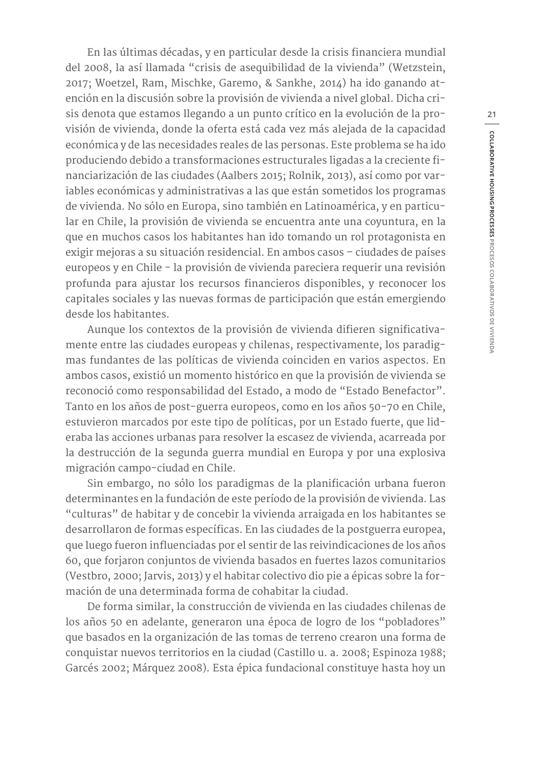En las últimas décadas, y en particular desde la crisis financiera mundial del 2008, la así llamada "crisis de asequibilidad de la vivienda" (Wetzstein, 2017; Woetzel, Ram, Mischke, Garemo, & Sankhe, 2014) ha ido ganando atención en la discusión sobre la provisión de vivienda a nivel global. Dicha crisis denota que estamos llegando a un punto crítico en la evolución de la provisión de vivienda, donde la oferta está cada vez más alejada de la capacidad económica y de las necesidades reales de las personas. Este problema se ha ido produciendo debido a transformaciones estructurales ligadas a la creciente financiarización de las ciudades (Aalbers 2015; Rolnik, 2013), así como por variables económicas y administrativas a las que están sometidos los programas de vivienda. No sólo en Europa, sino también en Latinoamérica, y en particular en Chile, la provisión de vivienda se encuentra ante una coyuntura, en la que en muchos casos los habitantes han ido tomando un rol protagonista en exigir mejoras a su situación residencial. En ambos casos – ciudades de países europeos y en Chile - la provisión de vivienda pareciera requerir una revisión profunda para ajustar los recursos financieros disponibles, y reconocer los capitales sociales y las nuevas formas de participación que están emergiendo desde los habitantes.

Aunque los contextos de la provisión de vivienda difieren significativamente entre las ciudades europeas y chilenas, respectivamente, los paradigmas fundantes de las políticas de vivienda coinciden en varios aspectos. En ambos casos, existió un momento histórico en que la provisión de vivienda se reconoció como responsabilidad del Estado, a modo de "Estado Benefactor". Tanto en los años de post-guerra europeos, como en los años 50-70 en Chile, estuvieron marcados por este tipo de políticas, por un Estado fuerte, que lideraba las acciones urbanas para resolver la escasez de vivienda, acarreada por la destrucción de la segunda guerra mundial en Europa y por una explosiva migración campo-ciudad en Chile.

Sin embargo, no sólo los paradigmas de la planificación urbana fueron determinantes en la fundación de este período de la provisión de vivienda. Las "culturas" de habitar y de concebir la vivienda arraigada en los habitantes se desarrollaron de formas específicas. En las ciudades de la postguerra europea, que luego fueron influenciadas por el sentir de las reivindicaciones de los años 60, que forjaron conjuntos de vivienda basados en fuertes lazos comunitarios (Vestbro, 2000; Jarvis, 2013) y el habitar colectivo dio pie a épicas sobre la formación de una determinada forma de cohabitar la ciudad.

De forma similar, la construcción de vivienda en las ciudades chilenas de los años 50 en adelante, generaron una época de logro de los "pobladores" que basados en la organización de las tomas de terreno crearon una forma de conquistar nuevos territorios en la ciudad (Castillo u. a. 2008; Espinoza 1988; Garcés 2002; Márquez 2008). Esta épica fundacional constituye hasta hoy un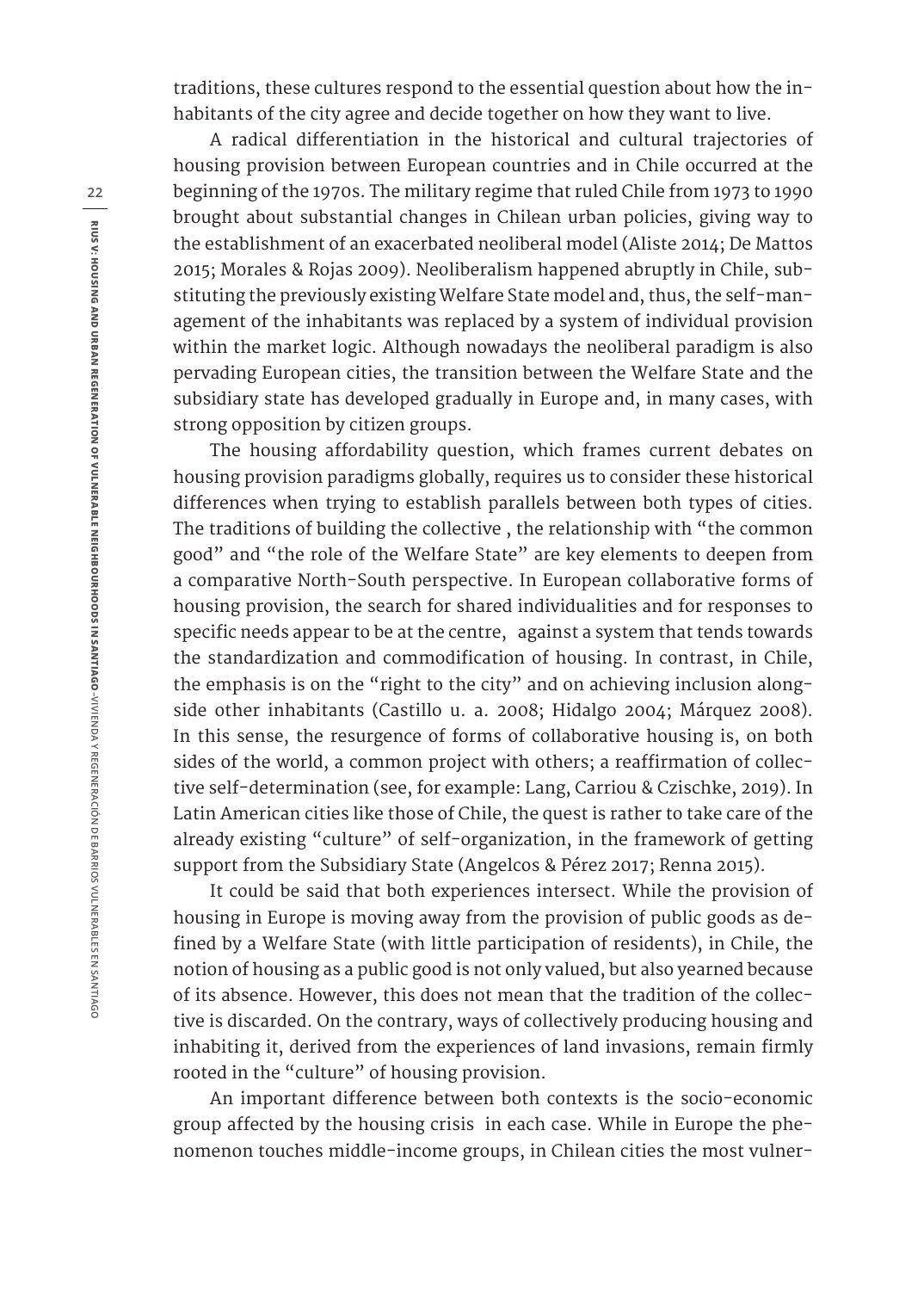traditions, these cultures respond to the essential question about how the inhabitants of the city agree and decide together on how they want to live.

A radical differentiation in the historical and cultural trajectories of housing provision between European countries and in Chile occurred at the beginning of the 1970s. The military regime that ruled Chile from 1973 to 1990 brought about substantial changes in Chilean urban policies, giving way to the establishment of an exacerbated neoliberal model (Aliste 2014; De Mattos 2015; Morales & Rojas 2009). Neoliberalism happened abruptly in Chile, substituting the previously existing Welfare State model and, thus, the self-management of the inhabitants was replaced by a system of individual provision within the market logic. Although nowadays the neoliberal paradigm is also pervading European cities, the transition between the Welfare State and the subsidiary state has developed gradually in Europe and, in many cases, with strong opposition by citizen groups.

The housing affordability question, which frames current debates on housing provision paradigms globally, requires us to consider these historical differences when trying to establish parallels between both types of cities. The traditions of building the collective , the relationship with "the common good" and "the role of the Welfare State" are key elements to deepen from a comparative North-South perspective. In European collaborative forms of housing provision, the search for shared individualities and for responses to specific needs appear to be at the centre, against a system that tends towards the standardization and commodification of housing. In contrast, in Chile, the emphasis is on the "right to the city" and on achieving inclusion alongside other inhabitants (Castillo u. a. 2008; Hidalgo 2004; Márquez 2008). In this sense, the resurgence of forms of collaborative housing is, on both sides of the world, a common project with others; a reaffirmation of collective self-determination (see, for example: Lang, Carriou & Czischke, 2019). In Latin American cities like those of Chile, the quest is rather to take care of the already existing "culture" of self-organization, in the framework of getting support from the Subsidiary State (Angelcos & Pérez 2017; Renna 2015).

It could be said that both experiences intersect. While the provision of housing in Europe is moving away from the provision of public goods as defined by a Welfare State (with little participation of residents), in Chile, the notion of housing as a public good is not only valued, but also yearned because of its absence. However, this does not mean that the tradition of the collective is discarded. On the contrary, ways of collectively producing housing and inhabiting it, derived from the experiences of land invasions, remain firmly rooted in the "culture" of housing provision.

An important difference between both contexts is the socio-economic group affected by the housing crisis in each case. While in Europe the phenomenon touches middle-income groups, in Chilean cities the most vulner-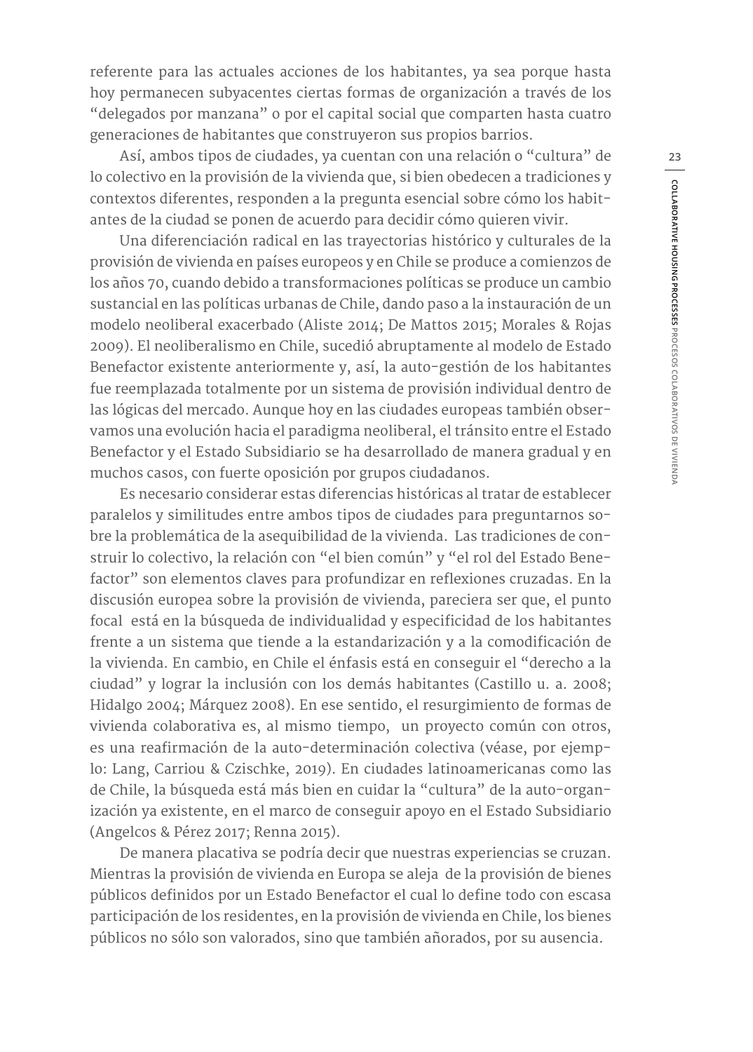referente para las actuales acciones de los habitantes, ya sea porque hasta hoy permanecen subyacentes ciertas formas de organización a través de los "delegados por manzana" o por el capital social que comparten hasta cuatro generaciones de habitantes que construyeron sus propios barrios.

Así, ambos tipos de ciudades, ya cuentan con una relación o "cultura" de lo colectivo en la provisión de la vivienda que, si bien obedecen a tradiciones y contextos diferentes, responden a la pregunta esencial sobre cómo los habitantes de la ciudad se ponen de acuerdo para decidir cómo quieren vivir.

Una diferenciación radical en las trayectorias histórico y culturales de la provisión de vivienda en países europeos y en Chile se produce a comienzos de los años 70, cuando debido a transformaciones políticas se produce un cambio sustancial en las políticas urbanas de Chile, dando paso a la instauración de un modelo neoliberal exacerbado (Aliste 2014; De Mattos 2015; Morales & Rojas 2009). El neoliberalismo en Chile, sucedió abruptamente al modelo de Estado Benefactor existente anteriormente y, así, la auto-gestión de los habitantes fue reemplazada totalmente por un sistema de provisión individual dentro de las lógicas del mercado. Aunque hoy en las ciudades europeas también observamos una evolución hacia el paradigma neoliberal, el tránsito entre el Estado Benefactor y el Estado Subsidiario se ha desarrollado de manera gradual y en muchos casos, con fuerte oposición por grupos ciudadanos.

Es necesario considerar estas diferencias históricas al tratar de establecer paralelos y similitudes entre ambos tipos de ciudades para preguntarnos sobre la problemática de la asequibilidad de la vivienda. Las tradiciones de construir lo colectivo, la relación con "el bien común" y "el rol del Estado Benefactor" son elementos claves para profundizar en reflexiones cruzadas. En la discusión europea sobre la provisión de vivienda, pareciera ser que, el punto focal está en la búsqueda de individualidad y especificidad de los habitantes frente a un sistema que tiende a la estandarización y a la comodificación de la vivienda. En cambio, en Chile el énfasis está en conseguir el "derecho a la ciudad" y lograr la inclusión con los demás habitantes (Castillo u. a. 2008; Hidalgo 2004; Márquez 2008). En ese sentido, el resurgimiento de formas de vivienda colaborativa es, al mismo tiempo, un proyecto común con otros, es una reafirmación de la auto-determinación colectiva (véase, por ejemplo: Lang, Carriou & Czischke, 2019). En ciudades latinoamericanas como las de Chile, la búsqueda está más bien en cuidar la "cultura" de la auto-organización ya existente, en el marco de conseguir apoyo en el Estado Subsidiario (Angelcos & Pérez 2017; Renna 2015).

De manera placativa se podría decir que nuestras experiencias se cruzan. Mientras la provisión de vivienda en Europa se aleja de la provisión de bienes públicos definidos por un Estado Benefactor el cual lo define todo con escasa participación de los residentes, en la provisión de vivienda en Chile, los bienes públicos no sólo son valorados, sino que también añorados, por su ausencia.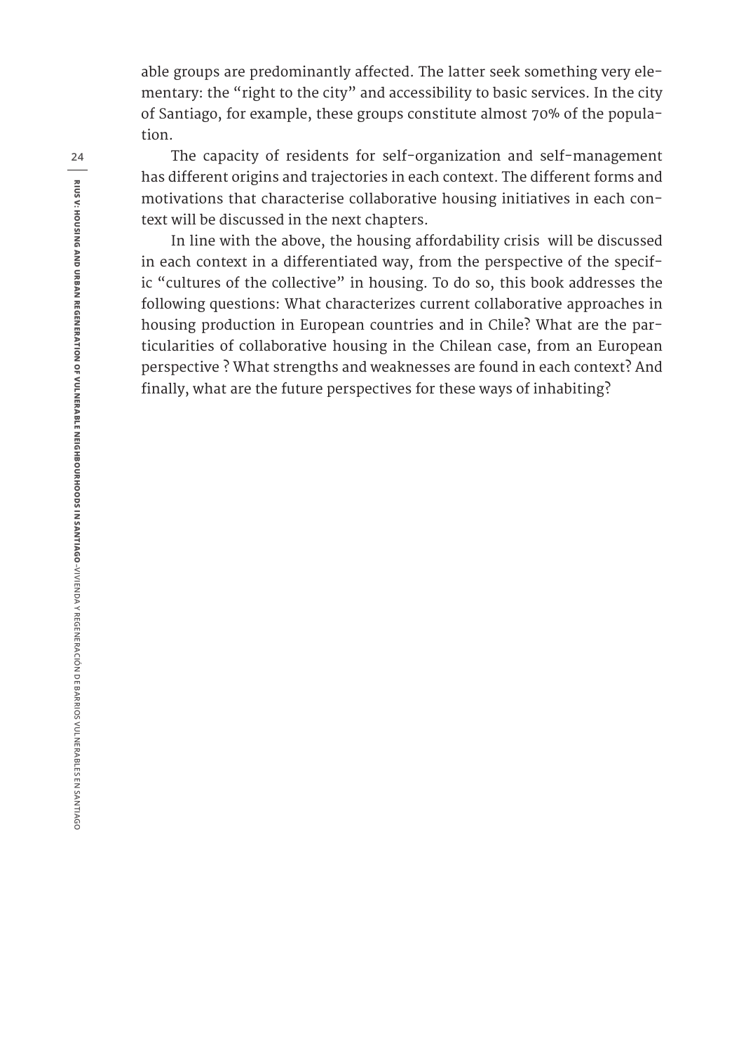able groups are predominantly affected. The latter seek something very elementary: the "right to the city" and accessibility to basic services. In the city of Santiago, for example, these groups constitute almost 70% of the population.

The capacity of residents for self-organization and self-management has different origins and trajectories in each context. The different forms and motivations that characterise collaborative housing initiatives in each context will be discussed in the next chapters.

In line with the above, the housing affordability crisis will be discussed in each context in a differentiated way, from the perspective of the specific "cultures of the collective" in housing. To do so, this book addresses the following questions: What characterizes current collaborative approaches in housing production in European countries and in Chile? What are the particularities of collaborative housing in the Chilean case, from an European perspective ? What strengths and weaknesses are found in each context? And finally, what are the future perspectives for these ways of inhabiting?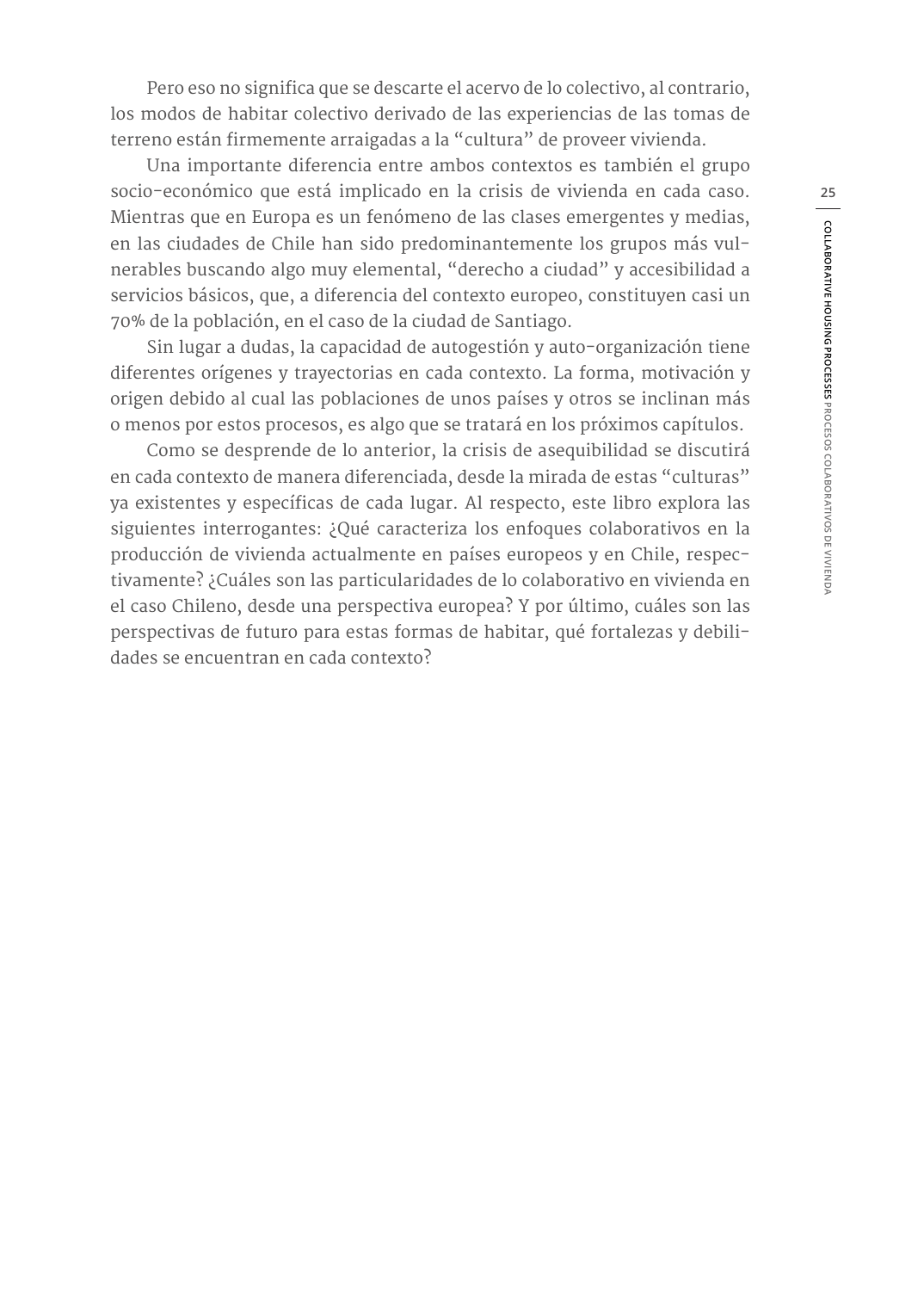Pero eso no significa que se descarte el acervo de lo colectivo, al contrario, los modos de habitar colectivo derivado de las experiencias de las tomas de terreno están firmemente arraigadas a la "cultura" de proveer vivienda.

Una importante diferencia entre ambos contextos es también el grupo socio-económico que está implicado en la crisis de vivienda en cada caso. Mientras que en Europa es un fenómeno de las clases emergentes y medias, en las ciudades de Chile han sido predominantemente los grupos más vulnerables buscando algo muy elemental, "derecho a ciudad" y accesibilidad a servicios básicos, que, a diferencia del contexto europeo, constituyen casi un 70% de la población, en el caso de la ciudad de Santiago.

Sin lugar a dudas, la capacidad de autogestión y auto-organización tiene diferentes orígenes y trayectorias en cada contexto. La forma, motivación y origen debido al cual las poblaciones de unos países y otros se inclinan más o menos por estos procesos, es algo que se tratará en los próximos capítulos.

Como se desprende de lo anterior, la crisis de asequibilidad se discutirá en cada contexto de manera diferenciada, desde la mirada de estas "culturas" ya existentes y específicas de cada lugar. Al respecto, este libro explora las siguientes interrogantes: ¿Qué caracteriza los enfoques colaborativos en la producción de vivienda actualmente en países europeos y en Chile, respectivamente? ¿Cuáles son las particularidades de lo colaborativo en vivienda en el caso Chileno, desde una perspectiva europea? Y por último, cuáles son las perspectivas de futuro para estas formas de habitar, qué fortalezas y debilidades se encuentran en cada contexto?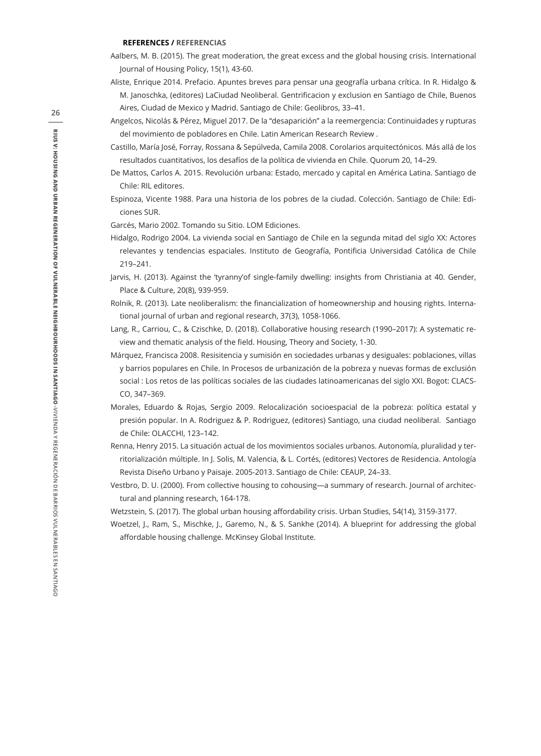## REFERENCES / REFERENCIAS

Aalbers, M. B. (2015). The great moderation, the great excess and the global housing crisis. International Journal of Housing Policy, 15(1), 43-60.

Aliste, Enrique 2014. Prefacio. Apuntes breves para pensar una geografía urbana crítica. In R. Hidalgo & M. Janoschka, (editores) LaCiudad Neoliberal. Gentrificacion y exclusion en Santiago de Chile, Buenos Aires, Ciudad de Mexico y Madrid. Santiago de Chile: Geolibros, 33–41.

Angelcos, Nicolás & Pérez, Miguel 2017. De la "desaparición" a la reemergencia: Continuidades y rupturas del movimiento de pobladores en Chile. Latin American Research Review .

Castillo, María José, Forray, Rossana & Sepúlveda, Camila 2008. Corolarios arquitectónicos. Más allá de los resultados cuantitativos, los desafíos de la política de vivienda en Chile. Quorum 20, 14–29.

De Mattos, Carlos A. 2015. Revolución urbana: Estado, mercado y capital en América Latina. Santiago de Chile: RIL editores.

Espinoza, Vicente 1988. Para una historia de los pobres de la ciudad. Colección. Santiago de Chile: Ediciones SUR.

Garcés, Mario 2002. Tomando su Sitio. LOM Ediciones.

Hidalgo, Rodrigo 2004. La vivienda social en Santiago de Chile en la segunda mitad del siglo XX: Actores relevantes y tendencias espaciales. Instituto de Geografía, Pontificia Universidad Católica de Chile 219–241.

Jarvis, H. (2013). Against the 'tyranny'of single-family dwelling: insights from Christiania at 40. Gender, Place & Culture, 20(8), 939-959.

Rolnik, R. (2013). Late neoliberalism: the financialization of homeownership and housing rights. International journal of urban and regional research, 37(3), 1058-1066.

Lang, R., Carriou, C., & Czischke, D. (2018). Collaborative housing research (1990–2017): A systematic review and thematic analysis of the field. Housing, Theory and Society, 1-30.

Márquez, Francisca 2008. Resisitencia y sumisión en sociedades urbanas y desiguales: poblaciones, villas y barrios populares en Chile. In Procesos de urbanización de la pobreza y nuevas formas de exclusión social : Los retos de las políticas sociales de las ciudades latinoamericanas del siglo XXI. Bogot: CLACSCO, 347–369.

Morales, Eduardo & Rojas, Sergio 2009. Relocalización socioespacial de la pobreza: política estatal y presión popular. In A. Rodriguez & P. Rodriguez, (editores) Santiago, una ciudad neoliberal. Santiago de Chile: OLACCHI, 123–142.

Renna, Henry 2015. La situación actual de los movimientos sociales urbanos. Autonomía, pluralidad y territorialización múltiple. In J. Solis, M. Valencia, & L. Cortés, (editores) Vectores de Residencia. Antología Revista Diseño Urbano y Paisaje. 2005-2013. Santiago de Chile: CEAUP, 24–33.

Vestbro, D. U. (2000). From collective housing to cohousing—a summary of research. Journal of architectural and planning research, 164-178.

Wetzstein, S. (2017). The global urban housing affordability crisis. Urban Studies, 54(14), 3159-3177.

Woetzel, J., Ram, S., Mischke, J., Garemo, N., & S. Sankhe (2014). A blueprint for addressing the global affordable housing challenge. McKinsey Global Institute.